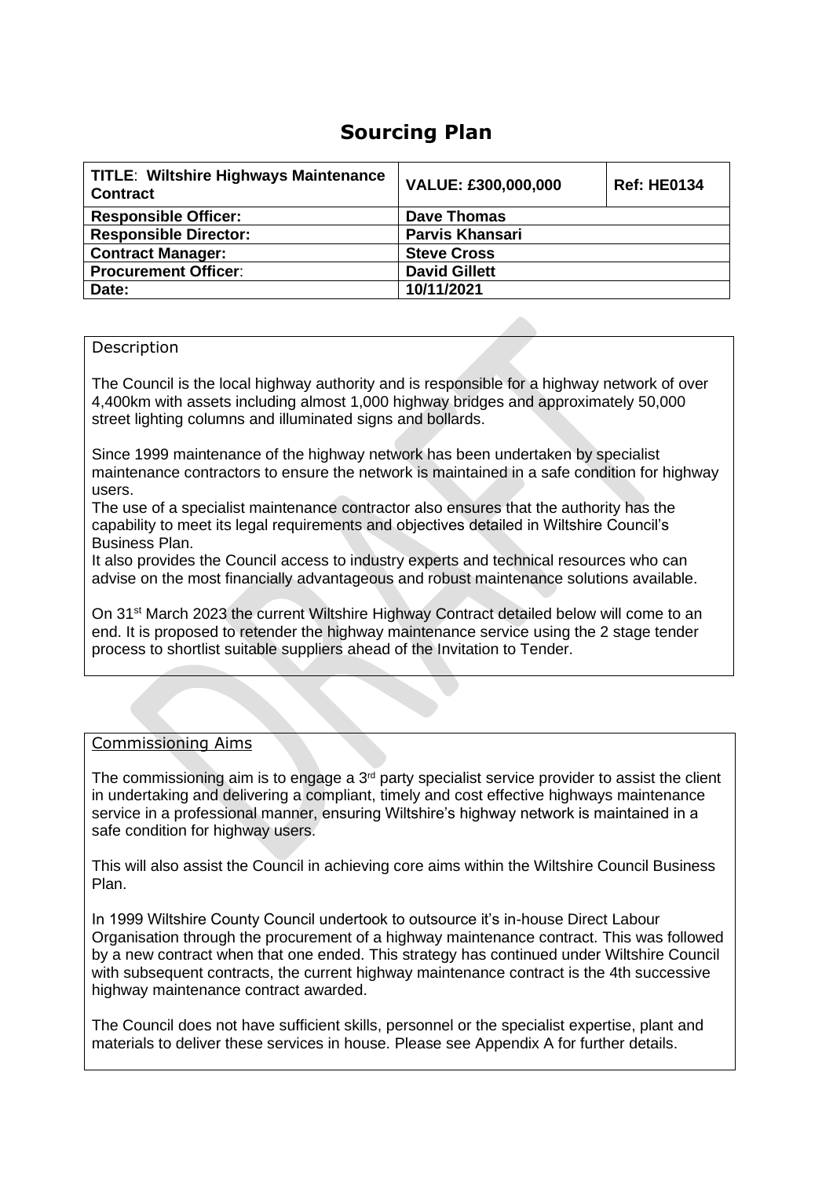# Sourcing Plan

| **TITLE**: **Wiltshire Highways Maintenance Contract** | **VALUE: £300,000,000** | **Ref: HE0134** |
|---|---|---|
| **Responsible Officer:** | **Dave Thomas** | |
| **Responsible Director:** | **Parvis Khansari** | |
| **Contract Manager:** | **Steve Cross** | |
| **Procurement Officer**: | **David Gillett** | |
| **Date:** | **10/11/2021** | |

## Description

The Council is the local highway authority and is responsible for a highway network of over 4,400km with assets including almost 1,000 highway bridges and approximately 50,000 street lighting columns and illuminated signs and bollards.

Since 1999 maintenance of the highway network has been undertaken by specialist maintenance contractors to ensure the network is maintained in a safe condition for highway users.

The use of a specialist maintenance contractor also ensures that the authority has the capability to meet its legal requirements and objectives detailed in Wiltshire Council's Business Plan.

It also provides the Council access to industry experts and technical resources who can advise on the most financially advantageous and robust maintenance solutions available.

On 31st March 2023 the current Wiltshire Highway Contract detailed below will come to an end. It is proposed to retender the highway maintenance service using the 2 stage tender process to shortlist suitable suppliers ahead of the Invitation to Tender.

## Commissioning Aims

The commissioning aim is to engage a 3rd party specialist service provider to assist the client in undertaking and delivering a compliant, timely and cost effective highways maintenance service in a professional manner, ensuring Wiltshire's highway network is maintained in a safe condition for highway users.

This will also assist the Council in achieving core aims within the Wiltshire Council Business Plan.

In 1999 Wiltshire County Council undertook to outsource it's in-house Direct Labour Organisation through the procurement of a highway maintenance contract. This was followed by a new contract when that one ended. This strategy has continued under Wiltshire Council with subsequent contracts, the current highway maintenance contract is the 4th successive highway maintenance contract awarded.

The Council does not have sufficient skills, personnel or the specialist expertise, plant and materials to deliver these services in house. Please see Appendix A for further details.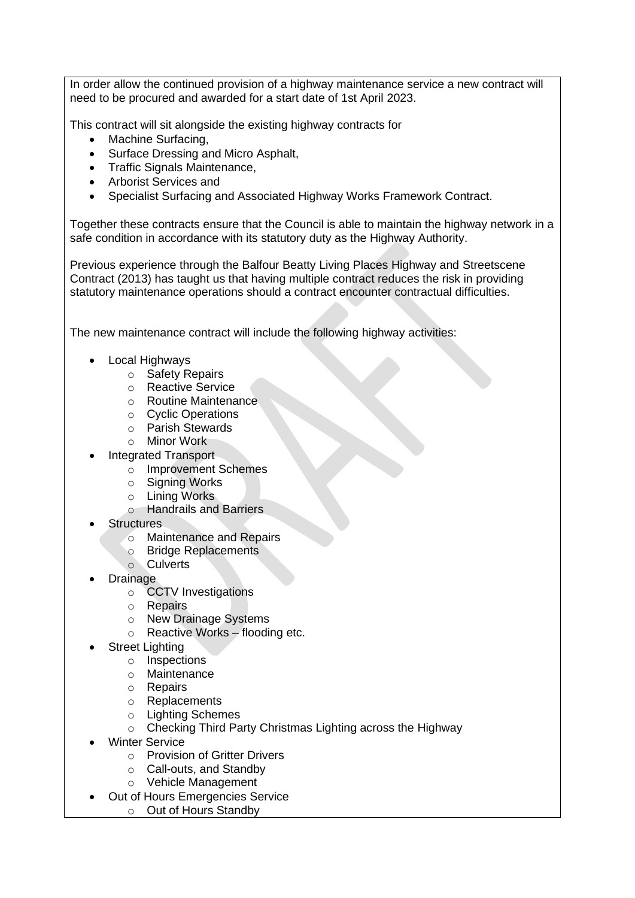In order allow the continued provision of a highway maintenance service a new contract will need to be procured and awarded for a start date of 1st April 2023.

This contract will sit alongside the existing highway contracts for

- Machine Surfacing,
- Surface Dressing and Micro Asphalt,
- Traffic Signals Maintenance,
- Arborist Services and
- Specialist Surfacing and Associated Highway Works Framework Contract.

Together these contracts ensure that the Council is able to maintain the highway network in a safe condition in accordance with its statutory duty as the Highway Authority.

Previous experience through the Balfour Beatty Living Places Highway and Streetscene Contract (2013) has taught us that having multiple contract reduces the risk in providing statutory maintenance operations should a contract encounter contractual difficulties.

The new maintenance contract will include the following highway activities:

- Local Highways
  - Safety Repairs
  - Reactive Service
  - Routine Maintenance
  - Cyclic Operations
  - Parish Stewards
  - Minor Work
- Integrated Transport
  - Improvement Schemes
  - Signing Works
  - Lining Works
  - Handrails and Barriers
- Structures
  - Maintenance and Repairs
  - Bridge Replacements
  - Culverts
- Drainage
  - CCTV Investigations
  - Repairs
  - New Drainage Systems
  - Reactive Works – flooding etc.
- Street Lighting
  - Inspections
  - Maintenance
  - Repairs
  - Replacements
  - Lighting Schemes
  - Checking Third Party Christmas Lighting across the Highway
- Winter Service
  - Provision of Gritter Drivers
  - Call-outs, and Standby
  - Vehicle Management
- Out of Hours Emergencies Service
  - Out of Hours Standby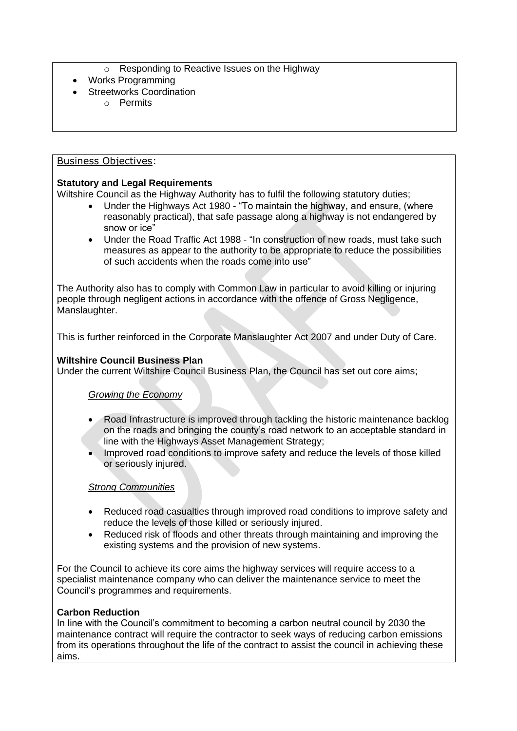- Responding to Reactive Issues on the Highway
- Works Programming
- Streetworks Coordination
   - Permits

Business Objectives:

**Statutory and Legal Requirements**

Wiltshire Council as the Highway Authority has to fulfil the following statutory duties;

- Under the Highways Act 1980 - "To maintain the highway, and ensure, (where reasonably practical), that safe passage along a highway is not endangered by snow or ice"
- Under the Road Traffic Act 1988 - "In construction of new roads, must take such measures as appear to the authority to be appropriate to reduce the possibilities of such accidents when the roads come into use"

The Authority also has to comply with Common Law in particular to avoid killing or injuring people through negligent actions in accordance with the offence of Gross Negligence, Manslaughter.

This is further reinforced in the Corporate Manslaughter Act 2007 and under Duty of Care.

**Wiltshire Council Business Plan**

Under the current Wiltshire Council Business Plan, the Council has set out core aims;

*Growing the Economy*

- Road Infrastructure is improved through tackling the historic maintenance backlog on the roads and bringing the county's road network to an acceptable standard in line with the Highways Asset Management Strategy;
- Improved road conditions to improve safety and reduce the levels of those killed or seriously injured.

*Strong Communities*

- Reduced road casualties through improved road conditions to improve safety and reduce the levels of those killed or seriously injured.
- Reduced risk of floods and other threats through maintaining and improving the existing systems and the provision of new systems.

For the Council to achieve its core aims the highway services will require access to a specialist maintenance company who can deliver the maintenance service to meet the Council's programmes and requirements.

**Carbon Reduction**

In line with the Council's commitment to becoming a carbon neutral council by 2030 the maintenance contract will require the contractor to seek ways of reducing carbon emissions from its operations throughout the life of the contract to assist the council in achieving these aims.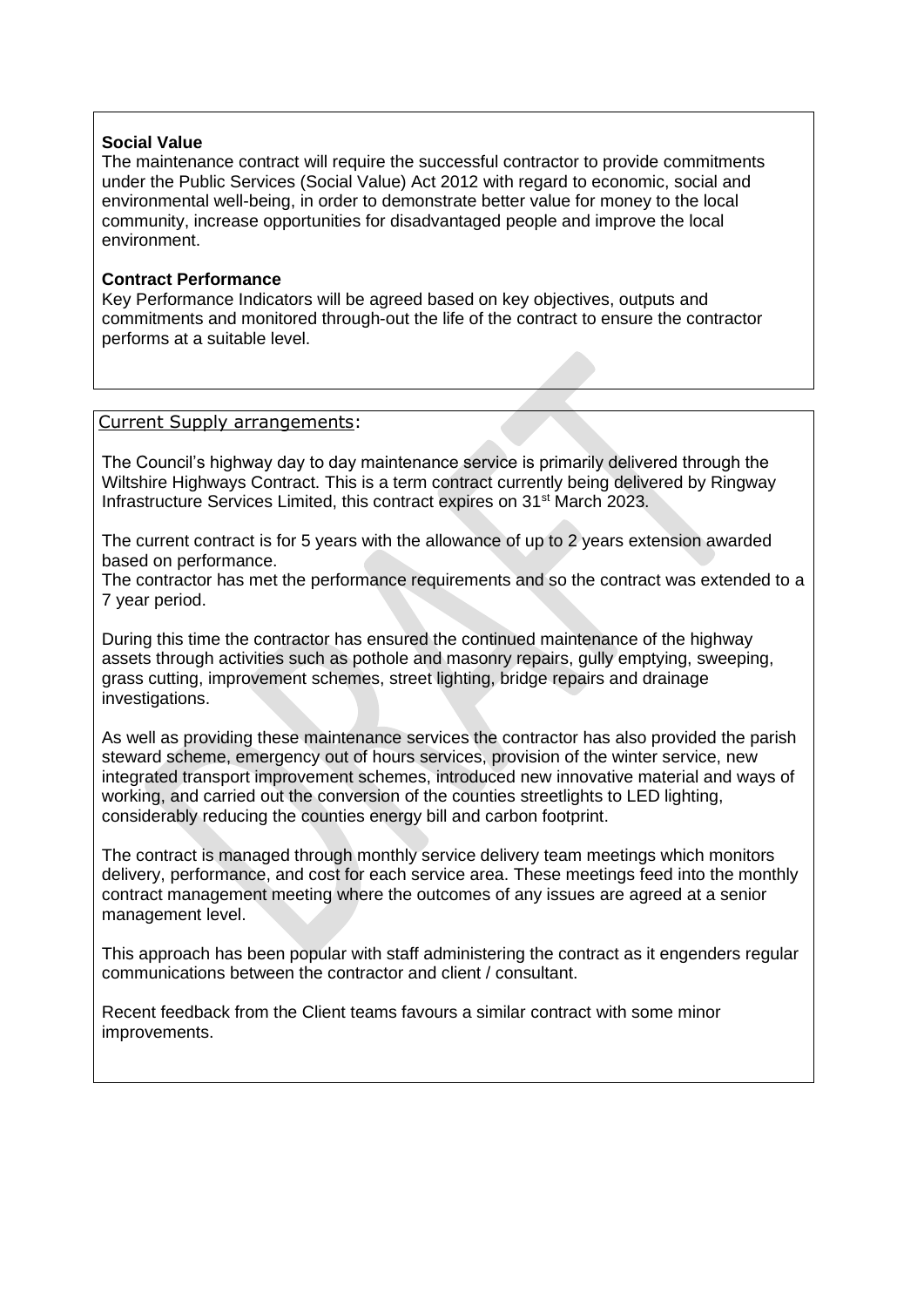**Social Value**

The maintenance contract will require the successful contractor to provide commitments under the Public Services (Social Value) Act 2012 with regard to economic, social and environmental well-being, in order to demonstrate better value for money to the local community, increase opportunities for disadvantaged people and improve the local environment.

**Contract Performance**

Key Performance Indicators will be agreed based on key objectives, outputs and commitments and monitored through-out the life of the contract to ensure the contractor performs at a suitable level.

Current Supply arrangements:

The Council's highway day to day maintenance service is primarily delivered through the Wiltshire Highways Contract. This is a term contract currently being delivered by Ringway Infrastructure Services Limited, this contract expires on 31st March 2023.

The current contract is for 5 years with the allowance of up to 2 years extension awarded based on performance.
The contractor has met the performance requirements and so the contract was extended to a 7 year period.

During this time the contractor has ensured the continued maintenance of the highway assets through activities such as pothole and masonry repairs, gully emptying, sweeping, grass cutting, improvement schemes, street lighting, bridge repairs and drainage investigations.

As well as providing these maintenance services the contractor has also provided the parish steward scheme, emergency out of hours services, provision of the winter service, new integrated transport improvement schemes, introduced new innovative material and ways of working, and carried out the conversion of the counties streetlights to LED lighting, considerably reducing the counties energy bill and carbon footprint.

The contract is managed through monthly service delivery team meetings which monitors delivery, performance, and cost for each service area. These meetings feed into the monthly contract management meeting where the outcomes of any issues are agreed at a senior management level.

This approach has been popular with staff administering the contract as it engenders regular communications between the contractor and client / consultant.

Recent feedback from the Client teams favours a similar contract with some minor improvements.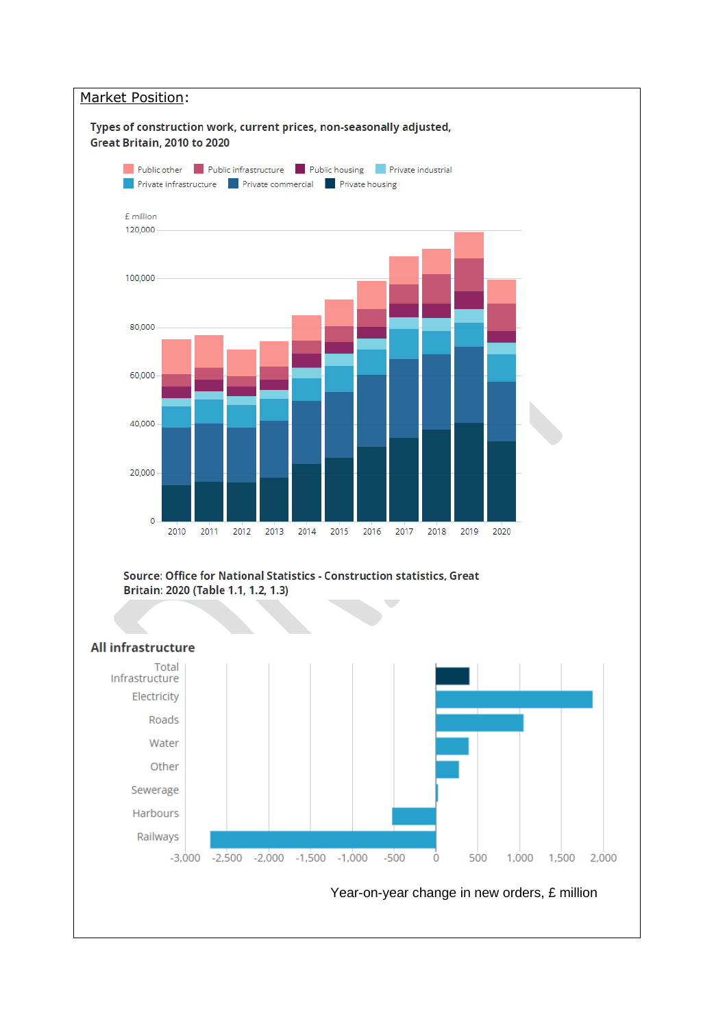Market Position:

**Types of construction work, current prices, non-seasonally adjusted, Great Britain, 2010 to 2020**

Public other | Public infrastructure | Public housing | Private industrial | Private infrastructure | Private commercial | Private housing

£ million

120,000
100,000
80,000
60,000
40,000
20,000
0

2010 2011 2012 2013 2014 2015 2016 2017 2018 2019 2020

**Source**: Office for National Statistics - Construction statistics, Great Britain: 2020 (Table 1.1, 1.2, 1.3)

**All infrastructure**

Total Infrastructure
Electricity
Roads
Water
Other
Sewerage
Harbours
Railways

-3,000 -2,500 -2,000 -1,500 -1,000 -500 0 500 1,000 1,500 2,000

Year-on-year change in new orders, £ million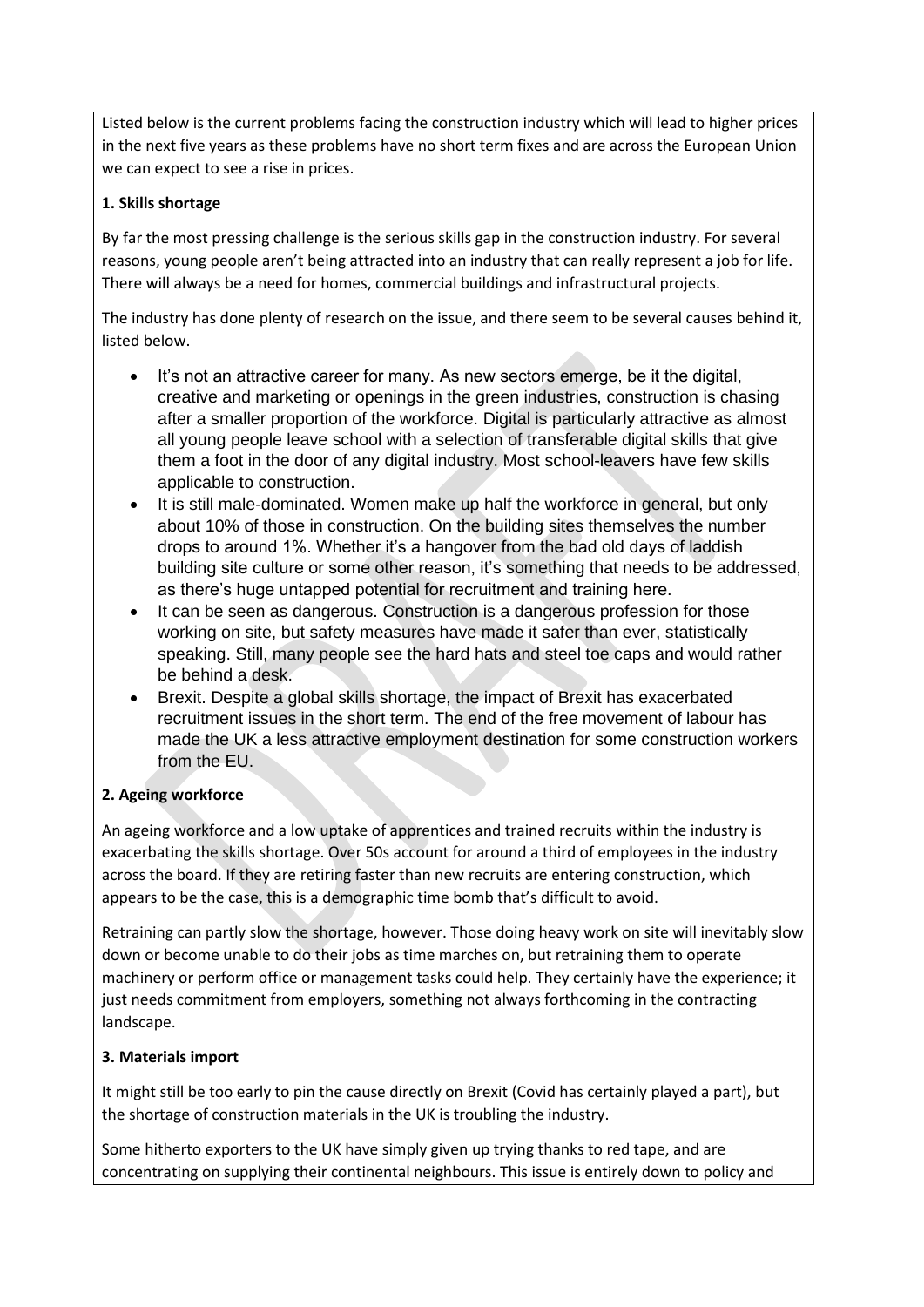Listed below is the current problems facing the construction industry which will lead to higher prices in the next five years as these problems have no short term fixes and are across the European Union we can expect to see a rise in prices.

**1. Skills shortage**

By far the most pressing challenge is the serious skills gap in the construction industry. For several reasons, young people aren't being attracted into an industry that can really represent a job for life. There will always be a need for homes, commercial buildings and infrastructural projects.

The industry has done plenty of research on the issue, and there seem to be several causes behind it, listed below.

- It's not an attractive career for many. As new sectors emerge, be it the digital, creative and marketing or openings in the green industries, construction is chasing after a smaller proportion of the workforce. Digital is particularly attractive as almost all young people leave school with a selection of transferable digital skills that give them a foot in the door of any digital industry. Most school-leavers have few skills applicable to construction.
- It is still male-dominated. Women make up half the workforce in general, but only about 10% of those in construction. On the building sites themselves the number drops to around 1%. Whether it's a hangover from the bad old days of laddish building site culture or some other reason, it's something that needs to be addressed, as there's huge untapped potential for recruitment and training here.
- It can be seen as dangerous. Construction is a dangerous profession for those working on site, but safety measures have made it safer than ever, statistically speaking. Still, many people see the hard hats and steel toe caps and would rather be behind a desk.
- Brexit. Despite a global skills shortage, the impact of Brexit has exacerbated recruitment issues in the short term. The end of the free movement of labour has made the UK a less attractive employment destination for some construction workers from the EU.

**2. Ageing workforce**

An ageing workforce and a low uptake of apprentices and trained recruits within the industry is exacerbating the skills shortage. Over 50s account for around a third of employees in the industry across the board. If they are retiring faster than new recruits are entering construction, which appears to be the case, this is a demographic time bomb that's difficult to avoid.

Retraining can partly slow the shortage, however. Those doing heavy work on site will inevitably slow down or become unable to do their jobs as time marches on, but retraining them to operate machinery or perform office or management tasks could help. They certainly have the experience; it just needs commitment from employers, something not always forthcoming in the contracting landscape.

**3. Materials import**

It might still be too early to pin the cause directly on Brexit (Covid has certainly played a part), but the shortage of construction materials in the UK is troubling the industry.

Some hitherto exporters to the UK have simply given up trying thanks to red tape, and are concentrating on supplying their continental neighbours. This issue is entirely down to policy and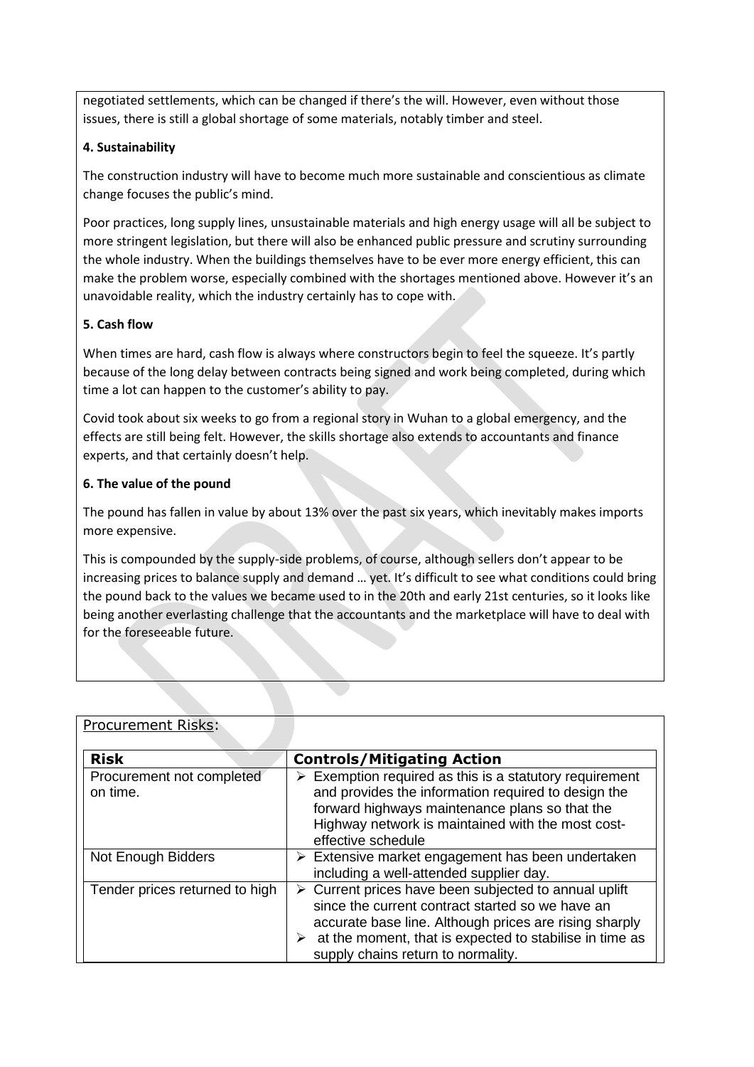negotiated settlements, which can be changed if there's the will. However, even without those issues, there is still a global shortage of some materials, notably timber and steel.

**4. Sustainability**

The construction industry will have to become much more sustainable and conscientious as climate change focuses the public's mind.

Poor practices, long supply lines, unsustainable materials and high energy usage will all be subject to more stringent legislation, but there will also be enhanced public pressure and scrutiny surrounding the whole industry. When the buildings themselves have to be ever more energy efficient, this can make the problem worse, especially combined with the shortages mentioned above. However it's an unavoidable reality, which the industry certainly has to cope with.

**5. Cash flow**

When times are hard, cash flow is always where constructors begin to feel the squeeze. It's partly because of the long delay between contracts being signed and work being completed, during which time a lot can happen to the customer's ability to pay.

Covid took about six weeks to go from a regional story in Wuhan to a global emergency, and the effects are still being felt. However, the skills shortage also extends to accountants and finance experts, and that certainly doesn't help.

**6. The value of the pound**

The pound has fallen in value by about 13% over the past six years, which inevitably makes imports more expensive.

This is compounded by the supply-side problems, of course, although sellers don't appear to be increasing prices to balance supply and demand … yet. It's difficult to see what conditions could bring the pound back to the values we became used to in the 20th and early 21st centuries, so it looks like being another everlasting challenge that the accountants and the marketplace will have to deal with for the foreseeable future.

Procurement Risks:

| Risk | Controls/Mitigating Action |
| --- | --- |
| Procurement not completed on time. | ➢ Exemption required as this is a statutory requirement and provides the information required to design the forward highways maintenance plans so that the Highway network is maintained with the most cost-effective schedule |
| Not Enough Bidders | ➢ Extensive market engagement has been undertaken including a well-attended supplier day. |
| Tender prices returned to high | ➢ Current prices have been subjected to annual uplift since the current contract started so we have an accurate base line. Although prices are rising sharply ➢ at the moment, that is expected to stabilise in time as supply chains return to normality. |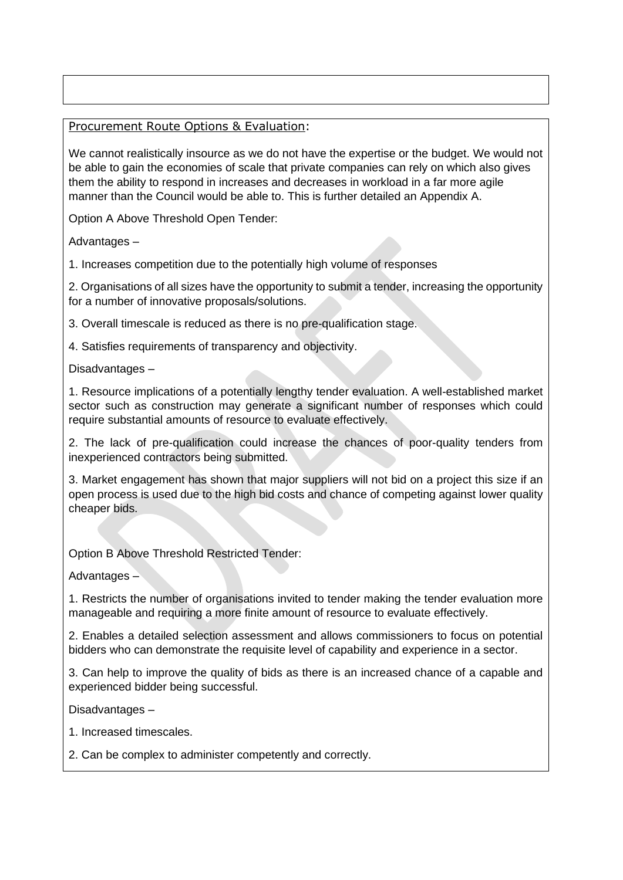## Procurement Route Options & Evaluation:

We cannot realistically insource as we do not have the expertise or the budget. We would not be able to gain the economies of scale that private companies can rely on which also gives them the ability to respond in increases and decreases in workload in a far more agile manner than the Council would be able to. This is further detailed an Appendix A.

Option A Above Threshold Open Tender:

Advantages –

1. Increases competition due to the potentially high volume of responses

2. Organisations of all sizes have the opportunity to submit a tender, increasing the opportunity for a number of innovative proposals/solutions.

3. Overall timescale is reduced as there is no pre-qualification stage.

4. Satisfies requirements of transparency and objectivity.

Disadvantages –

1. Resource implications of a potentially lengthy tender evaluation. A well-established market sector such as construction may generate a significant number of responses which could require substantial amounts of resource to evaluate effectively.

2. The lack of pre-qualification could increase the chances of poor-quality tenders from inexperienced contractors being submitted.

3. Market engagement has shown that major suppliers will not bid on a project this size if an open process is used due to the high bid costs and chance of competing against lower quality cheaper bids.

Option B Above Threshold Restricted Tender:

Advantages –

1. Restricts the number of organisations invited to tender making the tender evaluation more manageable and requiring a more finite amount of resource to evaluate effectively.

2. Enables a detailed selection assessment and allows commissioners to focus on potential bidders who can demonstrate the requisite level of capability and experience in a sector.

3. Can help to improve the quality of bids as there is an increased chance of a capable and experienced bidder being successful.

Disadvantages –

1. Increased timescales.

2. Can be complex to administer competently and correctly.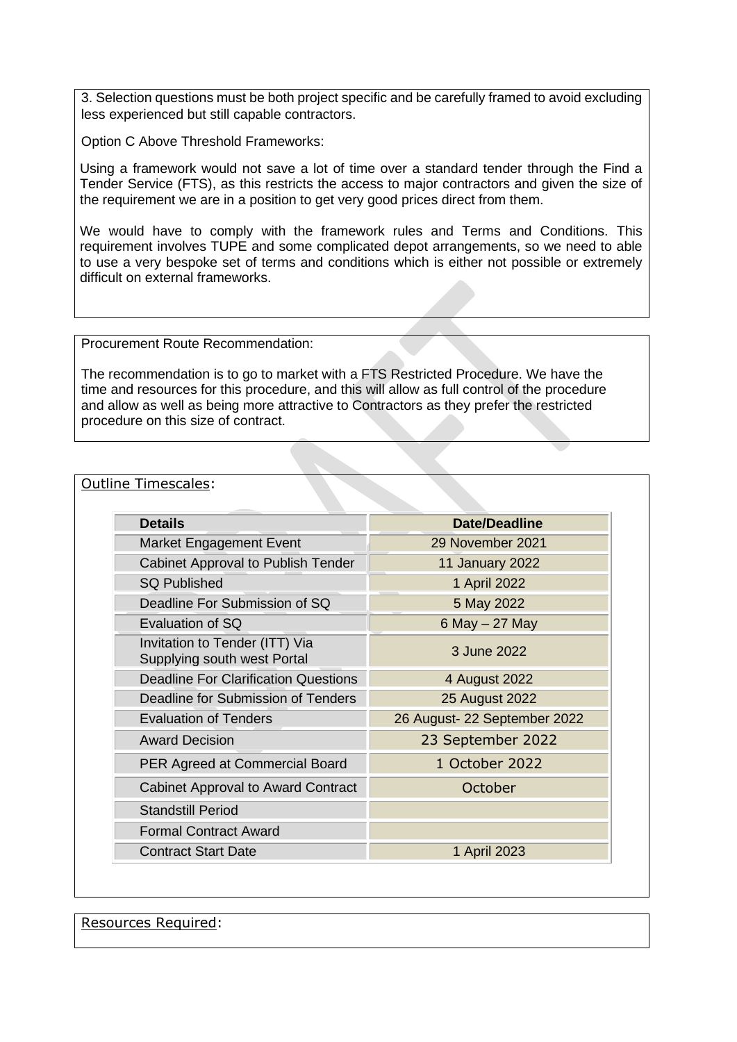3. Selection questions must be both project specific and be carefully framed to avoid excluding less experienced but still capable contractors.

Option C Above Threshold Frameworks:

Using a framework would not save a lot of time over a standard tender through the Find a Tender Service (FTS), as this restricts the access to major contractors and given the size of the requirement we are in a position to get very good prices direct from them.

We would have to comply with the framework rules and Terms and Conditions. This requirement involves TUPE and some complicated depot arrangements, so we need to able to use a very bespoke set of terms and conditions which is either not possible or extremely difficult on external frameworks.

Procurement Route Recommendation:

The recommendation is to go to market with a FTS Restricted Procedure. We have the time and resources for this procedure, and this will allow as full control of the procedure and allow as well as being more attractive to Contractors as they prefer the restricted procedure on this size of contract.

Outline Timescales:

| Details | Date/Deadline |
|---|---|
| Market Engagement Event | 29 November 2021 |
| Cabinet Approval to Publish Tender | 11 January 2022 |
| SQ Published | 1 April 2022 |
| Deadline For Submission of SQ | 5 May 2022 |
| Evaluation of SQ | 6 May – 27 May |
| Invitation to Tender (ITT) Via Supplying south west Portal | 3 June 2022 |
| Deadline For Clarification Questions | 4 August 2022 |
| Deadline for Submission of Tenders | 25 August 2022 |
| Evaluation of Tenders | 26 August- 22 September 2022 |
| Award Decision | 23 September 2022 |
| PER Agreed at Commercial Board | 1 October 2022 |
| Cabinet Approval to Award Contract | October |
| Standstill Period | |
| Formal Contract Award | |
| Contract Start Date | 1 April 2023 |

Resources Required: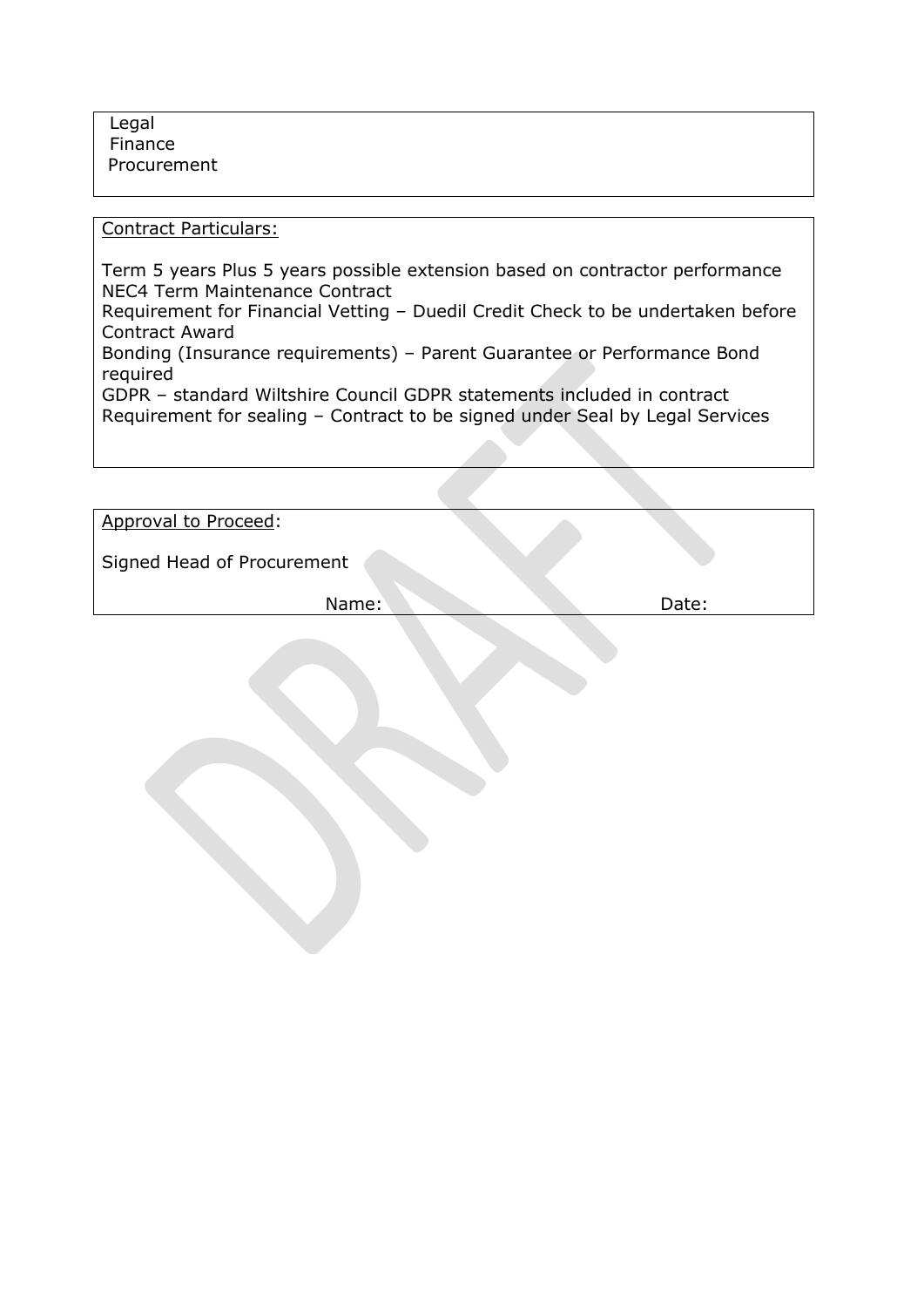Legal
Finance
Procurement

<u>Contract Particulars:</u>

Term 5 years Plus 5 years possible extension based on contractor performance
NEC4 Term Maintenance Contract
Requirement for Financial Vetting – Duedil Credit Check to be undertaken before Contract Award
Bonding (Insurance requirements) – Parent Guarantee or Performance Bond required
GDPR – standard Wiltshire Council GDPR statements included in contract
Requirement for sealing – Contract to be signed under Seal by Legal Services

<u>Approval to Proceed</u>:

Signed Head of Procurement

Name: Date:

DRAFT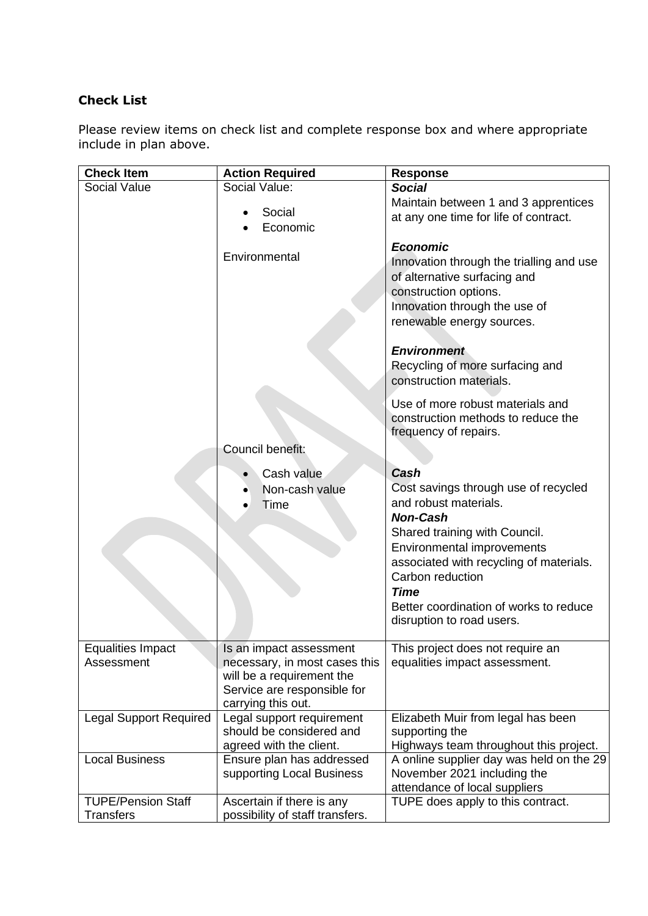**Check List**

Please review items on check list and complete response box and where appropriate include in plan above.

| Check Item | Action Required | Response |
|---|---|---|
| Social Value | Social Value:<br>• Social<br>• Economic<br><br>Environmental<br><br>Council benefit:<br>• Cash value<br>• Non-cash value<br>• Time | ***Social***<br>Maintain between 1 and 3 apprentices at any one time for life of contract.<br><br>***Economic***<br>Innovation through the trialling and use of alternative surfacing and construction options.<br>Innovation through the use of renewable energy sources.<br><br>***Environment***<br>Recycling of more surfacing and construction materials.<br><br>Use of more robust materials and construction methods to reduce the frequency of repairs.<br><br>***Cash***<br>Cost savings through use of recycled and robust materials.<br>***Non-Cash***<br>Shared training with Council.<br>Environmental improvements associated with recycling of materials.<br>Carbon reduction<br>***Time***<br>Better coordination of works to reduce disruption to road users. |
| Equalities Impact Assessment | Is an impact assessment necessary, in most cases this will be a requirement the Service are responsible for carrying this out. | This project does not require an equalities impact assessment. |
| Legal Support Required | Legal support requirement should be considered and agreed with the client. | Elizabeth Muir from legal has been supporting the Highways team throughout this project. |
| Local Business | Ensure plan has addressed supporting Local Business | A online supplier day was held on the 29 November 2021 including the attendance of local suppliers |
| TUPE/Pension Staff Transfers | Ascertain if there is any possibility of staff transfers. | TUPE does apply to this contract. |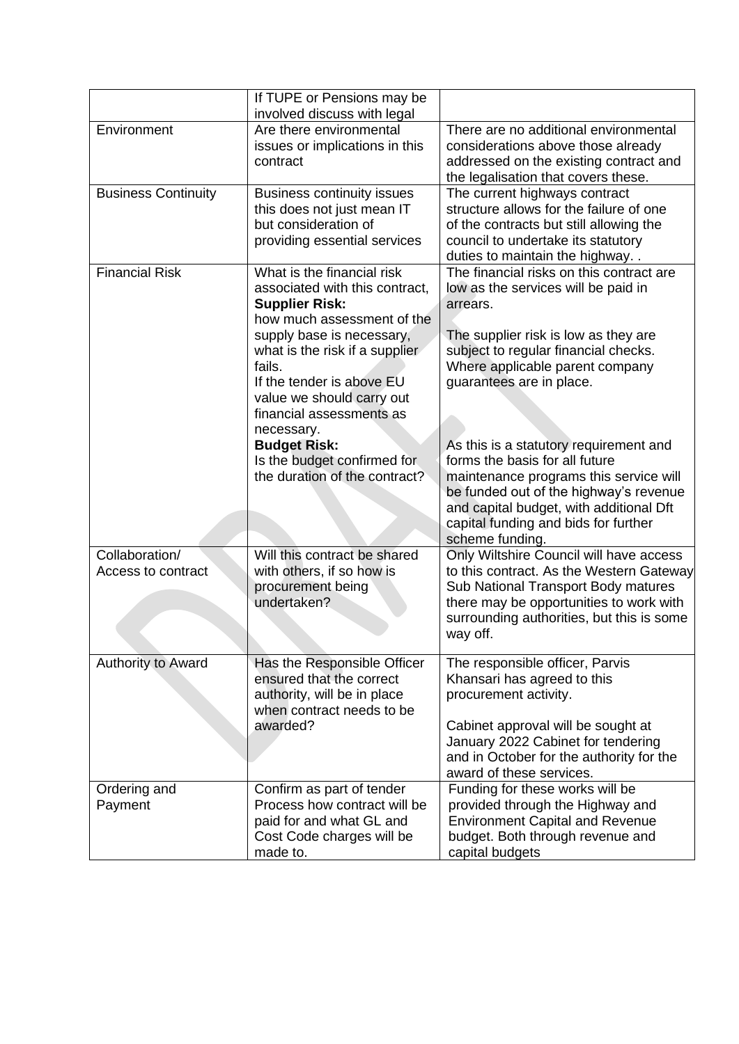| | | |
|---|---|---|
| | If TUPE or Pensions may be involved discuss with legal | |
| Environment | Are there environmental issues or implications in this contract | There are no additional environmental considerations above those already addressed on the existing contract and the legalisation that covers these. |
| Business Continuity | Business continuity issues this does not just mean IT but consideration of providing essential services | The current highways contract structure allows for the failure of one of the contracts but still allowing the council to undertake its statutory duties to maintain the highway. . |
| Financial Risk | What is the financial risk associated with this contract, **Supplier Risk:** how much assessment of the supply base is necessary, what is the risk if a supplier fails. If the tender is above EU value we should carry out financial assessments as necessary. **Budget Risk:** Is the budget confirmed for the duration of the contract? | The financial risks on this contract are low as the services will be paid in arrears. The supplier risk is low as they are subject to regular financial checks. Where applicable parent company guarantees are in place. As this is a statutory requirement and forms the basis for all future maintenance programs this service will be funded out of the highway's revenue and capital budget, with additional Dft capital funding and bids for further scheme funding. |
| Collaboration/ Access to contract | Will this contract be shared with others, if so how is procurement being undertaken? | Only Wiltshire Council will have access to this contract. As the Western Gateway Sub National Transport Body matures there may be opportunities to work with surrounding authorities, but this is some way off. |
| Authority to Award | Has the Responsible Officer ensured that the correct authority, will be in place when contract needs to be awarded? | The responsible officer, Parvis Khansari has agreed to this procurement activity. Cabinet approval will be sought at January 2022 Cabinet for tendering and in October for the authority for the award of these services. |
| Ordering and Payment | Confirm as part of tender Process how contract will be paid for and what GL and Cost Code charges will be made to. | Funding for these works will be provided through the Highway and Environment Capital and Revenue budget. Both through revenue and capital budgets |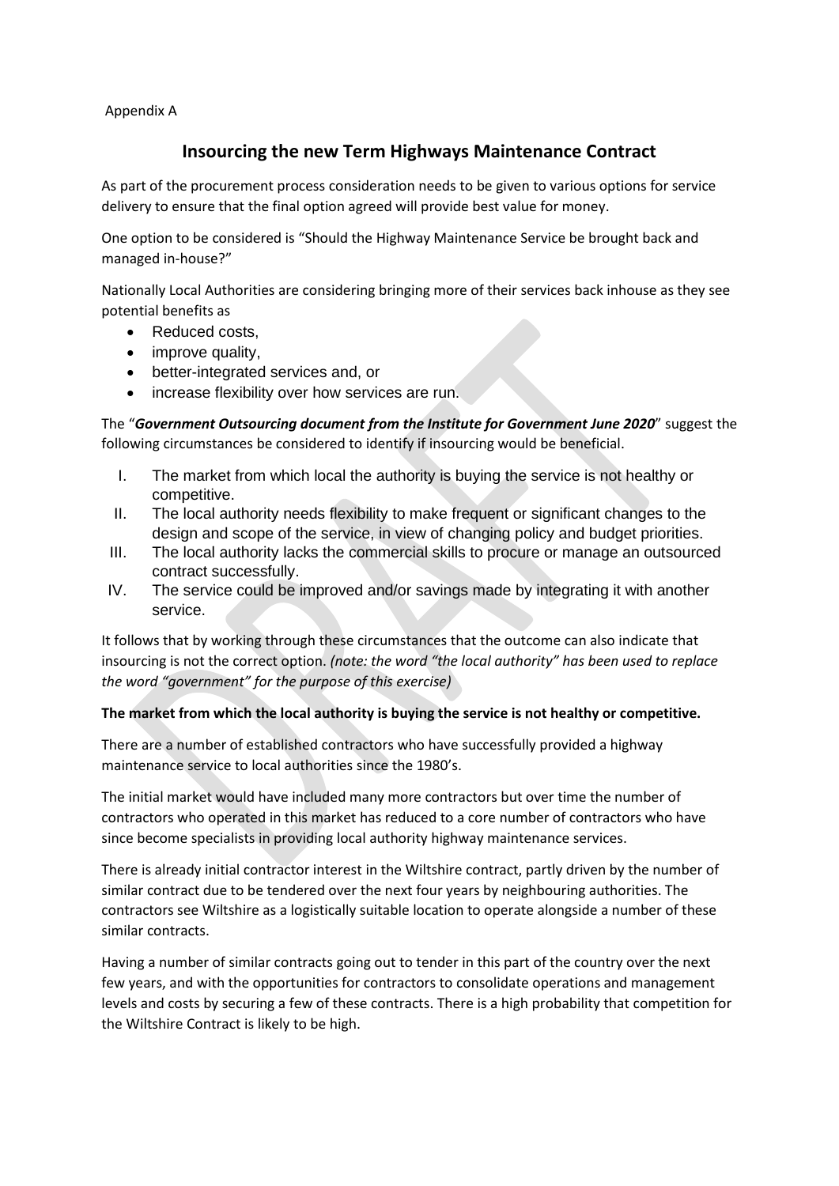Appendix A

## Insourcing the new Term Highways Maintenance Contract

As part of the procurement process consideration needs to be given to various options for service delivery to ensure that the final option agreed will provide best value for money.

One option to be considered is "Should the Highway Maintenance Service be brought back and managed in-house?"

Nationally Local Authorities are considering bringing more of their services back inhouse as they see potential benefits as

- Reduced costs,
- improve quality,
- better-integrated services and, or
- increase flexibility over how services are run.

The "***Government Outsourcing document from the Institute for Government June 2020***" suggest the following circumstances be considered to identify if insourcing would be beneficial.

I. The market from which local the authority is buying the service is not healthy or competitive.
II. The local authority needs flexibility to make frequent or significant changes to the design and scope of the service, in view of changing policy and budget priorities.
III. The local authority lacks the commercial skills to procure or manage an outsourced contract successfully.
IV. The service could be improved and/or savings made by integrating it with another service.

It follows that by working through these circumstances that the outcome can also indicate that insourcing is not the correct option. *(note: the word "the local authority" has been used to replace the word "government" for the purpose of this exercise)*

**The market from which the local authority is buying the service is not healthy or competitive.**

There are a number of established contractors who have successfully provided a highway maintenance service to local authorities since the 1980's.

The initial market would have included many more contractors but over time the number of contractors who operated in this market has reduced to a core number of contractors who have since become specialists in providing local authority highway maintenance services.

There is already initial contractor interest in the Wiltshire contract, partly driven by the number of similar contract due to be tendered over the next four years by neighbouring authorities. The contractors see Wiltshire as a logistically suitable location to operate alongside a number of these similar contracts.

Having a number of similar contracts going out to tender in this part of the country over the next few years, and with the opportunities for contractors to consolidate operations and management levels and costs by securing a few of these contracts. There is a high probability that competition for the Wiltshire Contract is likely to be high.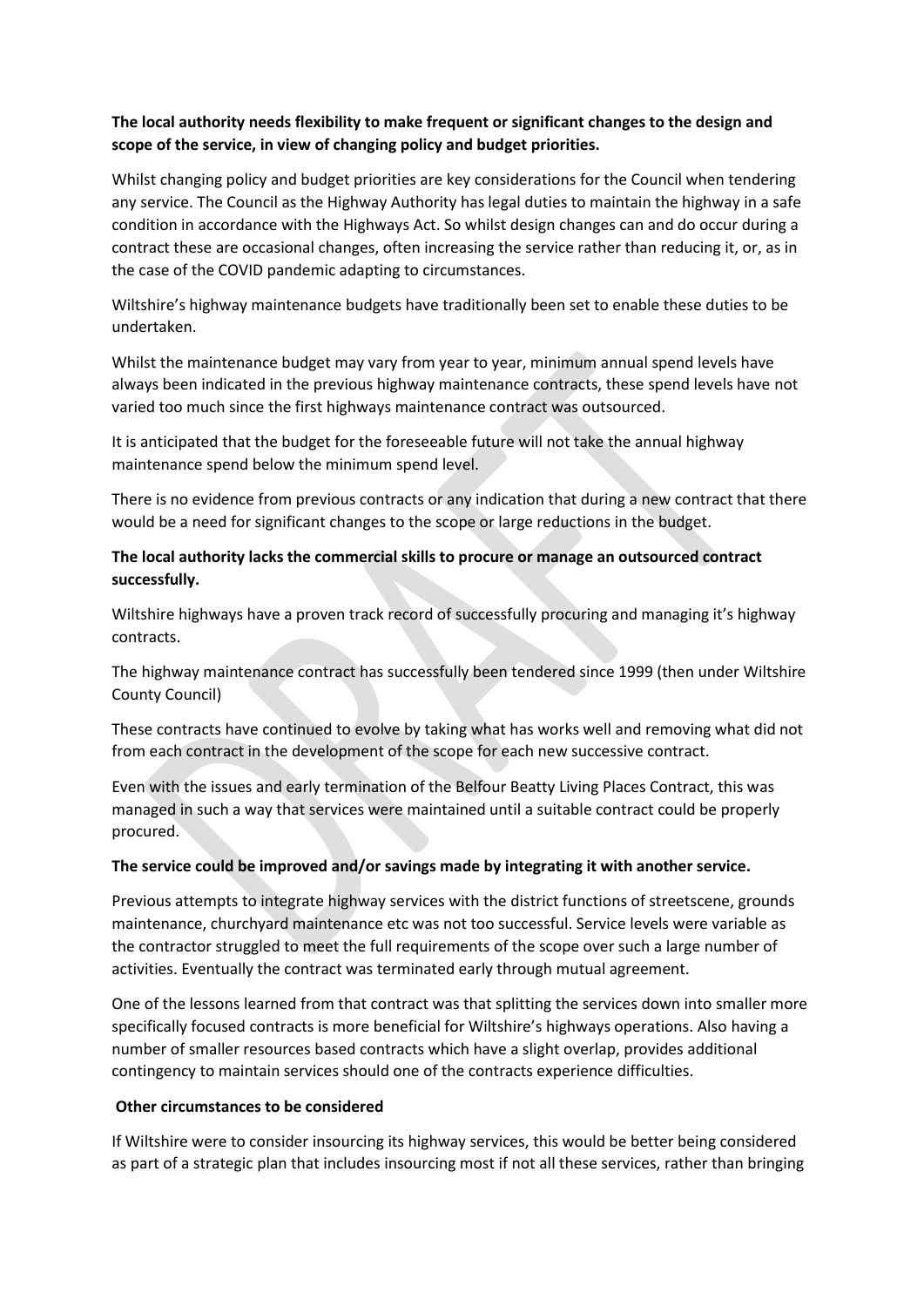**The local authority needs flexibility to make frequent or significant changes to the design and scope of the service, in view of changing policy and budget priorities.**

Whilst changing policy and budget priorities are key considerations for the Council when tendering any service. The Council as the Highway Authority has legal duties to maintain the highway in a safe condition in accordance with the Highways Act. So whilst design changes can and do occur during a contract these are occasional changes, often increasing the service rather than reducing it, or, as in the case of the COVID pandemic adapting to circumstances.

Wiltshire's highway maintenance budgets have traditionally been set to enable these duties to be undertaken.

Whilst the maintenance budget may vary from year to year, minimum annual spend levels have always been indicated in the previous highway maintenance contracts, these spend levels have not varied too much since the first highways maintenance contract was outsourced.

It is anticipated that the budget for the foreseeable future will not take the annual highway maintenance spend below the minimum spend level.

There is no evidence from previous contracts or any indication that during a new contract that there would be a need for significant changes to the scope or large reductions in the budget.

**The local authority lacks the commercial skills to procure or manage an outsourced contract successfully.**

Wiltshire highways have a proven track record of successfully procuring and managing it's highway contracts.

The highway maintenance contract has successfully been tendered since 1999 (then under Wiltshire County Council)

These contracts have continued to evolve by taking what has works well and removing what did not from each contract in the development of the scope for each new successive contract.

Even with the issues and early termination of the Belfour Beatty Living Places Contract, this was managed in such a way that services were maintained until a suitable contract could be properly procured.

**The service could be improved and/or savings made by integrating it with another service.**

Previous attempts to integrate highway services with the district functions of streetscene, grounds maintenance, churchyard maintenance etc was not too successful. Service levels were variable as the contractor struggled to meet the full requirements of the scope over such a large number of activities. Eventually the contract was terminated early through mutual agreement.

One of the lessons learned from that contract was that splitting the services down into smaller more specifically focused contracts is more beneficial for Wiltshire's highways operations. Also having a number of smaller resources based contracts which have a slight overlap, provides additional contingency to maintain services should one of the contracts experience difficulties.

**Other circumstances to be considered**

If Wiltshire were to consider insourcing its highway services, this would be better being considered as part of a strategic plan that includes insourcing most if not all these services, rather than bringing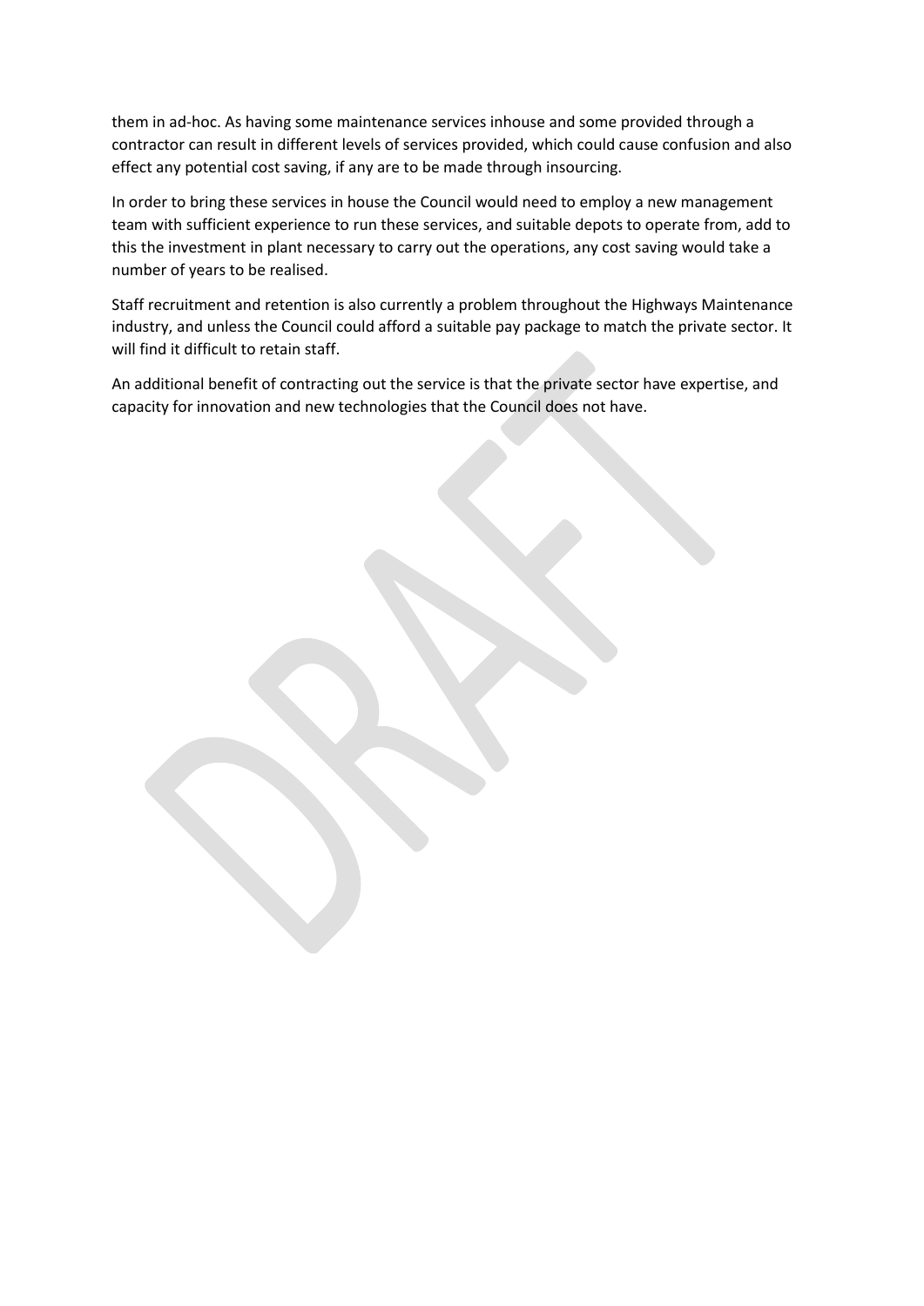them in ad-hoc. As having some maintenance services inhouse and some provided through a contractor can result in different levels of services provided, which could cause confusion and also effect any potential cost saving, if any are to be made through insourcing.

In order to bring these services in house the Council would need to employ a new management team with sufficient experience to run these services, and suitable depots to operate from, add to this the investment in plant necessary to carry out the operations, any cost saving would take a number of years to be realised.

Staff recruitment and retention is also currently a problem throughout the Highways Maintenance industry, and unless the Council could afford a suitable pay package to match the private sector. It will find it difficult to retain staff.

An additional benefit of contracting out the service is that the private sector have expertise, and capacity for innovation and new technologies that the Council does not have.